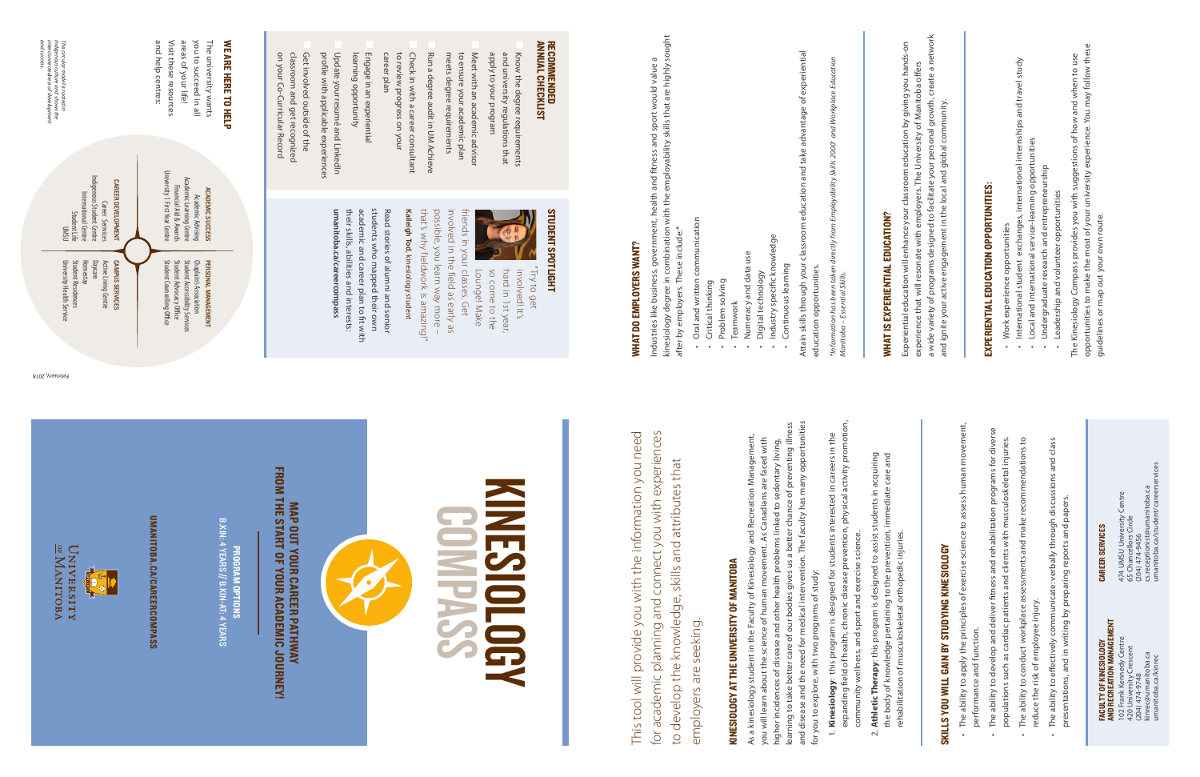# KINESIOLOGY COMPASS

## MAP OUT YOUR CAREER PATHWAY FROM THE START OF YOUR ACADEMIC JOURNEY!

**PROGRAM OPTIONS**
B.KIN: 4 YEARS // B.KIN-AT: 4 YEARS

**UMANITOBA.CA/CAREERCOMPASS**

UNIVERSITY OF MANITOBA

This tool will provide you with the information you need for academic planning and connect you with experiences to develop the knowledge, skills and attributes that employers are seeking.

## KINESIOLOGY AT THE UNIVERSITY OF MANITOBA

As a kinesiology student in the Faculty of Kinesiology and Recreation Management, you will learn about the science of human movement. As Canadians are faced with higher incidences of disease and other health problems linked to sedentary living, learning to take better care of our bodies gives us a better chance of preventing illness and disease and the need for medical intervention. The faculty has many opportunities for you to explore, with two programs of study:

1. **Kinesiology**: this program is designed for students interested in careers in the expanding field of health, chronic disease prevention, physical activity promotion, community wellness, and sport and exercise science.
2. **Athletic Therapy**: this program is designed to assist students in acquiring the body of knowledge pertaining to the prevention, immediate care and rehabilitation of musculoskeletal orthopedic injuries.

## SKILLS YOU WILL GAIN BY STUDYING KINESIOLOGY

- The ability to apply the principles of exercise science to assess human movement, performance and function.
- The ability to develop and deliver fitness and rehabilitation programs for diverse populations such as cardiac patients and clients with musculoskeletal injuries.
- The ability to conduct workplace assessments and make recommendations to reduce the risk of employee injury.
- The ability to effectively communicate: verbally through discussions and class presentations, and in writing by preparing reports and papers.

**FACULTY OF KINESIOLOGY AND RECREATION MANAGEMENT**
102 Frank Kennedy Centre
420 University Crescent
(204) 474-9748
kinrec@umanitoba.ca
umanitoba.ca/kinrec

**CAREER SERVICES**
474 UMSU University Centre
65 Chancellors Circle
(204) 474-9456
cs.receptionist@umanitoba.ca
umanitoba.ca/student/careerservices

## WHAT DO EMPLOYERS WANT?

Industries like business, government, health and fitness and sport would value a kinesiology degree in combination with the employability skills that are highly sought after by employers. These include:*

- Oral and written communication
- Critical thinking
- Problem solving
- Teamwork
- Numeracy and data use
- Digital technology
- Industry specific knowledge
- Continuous learning

Attain skills through your classroom education and take advantage of experiential education opportunities.

*\*Information has been taken directly from Employability Skills 2000+ and WorkplaceEducation Manitoba – Essential Skills.*

## WHAT IS EXPERIENTIAL EDUCATION?

Experiential education will enhance your classroom education by giving you hands-on experience that will resonate with employers. The University of Manitoba offers a wide variety of programs designed to facilitate your personal growth, create a network and ignite your active engagement in the local and global community.

## EXPERIENTIAL EDUCATION OPPORTUNITIES:

- Work experience opportunities
- International student exchanges, international internships and travel study
- Local and international service-learning opportunities
- Undergraduate research and entrepreneurship
- Leadership and volunteer opportunities

The Kinesiology Compass provides you with suggestions of how and when to use opportunities to make the most of your university experience. You may follow these guidelines or map out your own route.

## RECOMMENDED ANNUAL CHECKLIST

- Know the degree requirements and university regulations that apply to your program
- Meet with an academic advisor to ensure your academic plan meets degree requirements
- Run a degree audit in UM Achieve
- Check in with a career consultant to review progress on your career plan
- Engage in an experiential learning opportunity
- Update your resumé and LinkedIn profile with applicable experiences
- Get involved outside of the classroom and get recognized on your Co-Curricular Record

## STUDENT SPOTLIGHT

"Try to get involved! It's hard in 1st year, so come to the Lounge! Make friends in your classes. Get involved in the field as early as possible, you learn way more – that's why fieldwork is amazing!"

**Kaleigh Tod**, kinesiology student

Read stories of alumni and senior students who mapped their own academic and career plan to fit with their skills, abilities and interests: **umanitoba.ca/careercompass**

## WE ARE HERE TO HELP

The university wants you to succeed in all areas of your life! Visit these resources and help centres:

**ACADEMIC SUCCESS**
Academic Advising
Academic Learning Centre
Financial Aid & Awards
University 1 First Year Centre

**PERSONAL MANAGEMENT**
Chaplains Association
Student Accessibility Services
Student Advocacy Office
Student Counselling Office

**CAREER DEVELOPMENT**
Career Services
Indigenous Student Centre
International Centre
Student Life
UMSU

**CAMPUS SERVICES**
Active Living Centre
Daycare
Homestay
Student Residences
University Health Service

*The circular model is rooted in Indigenous culture and shows the interconnectedness of development and success.*

February, 2018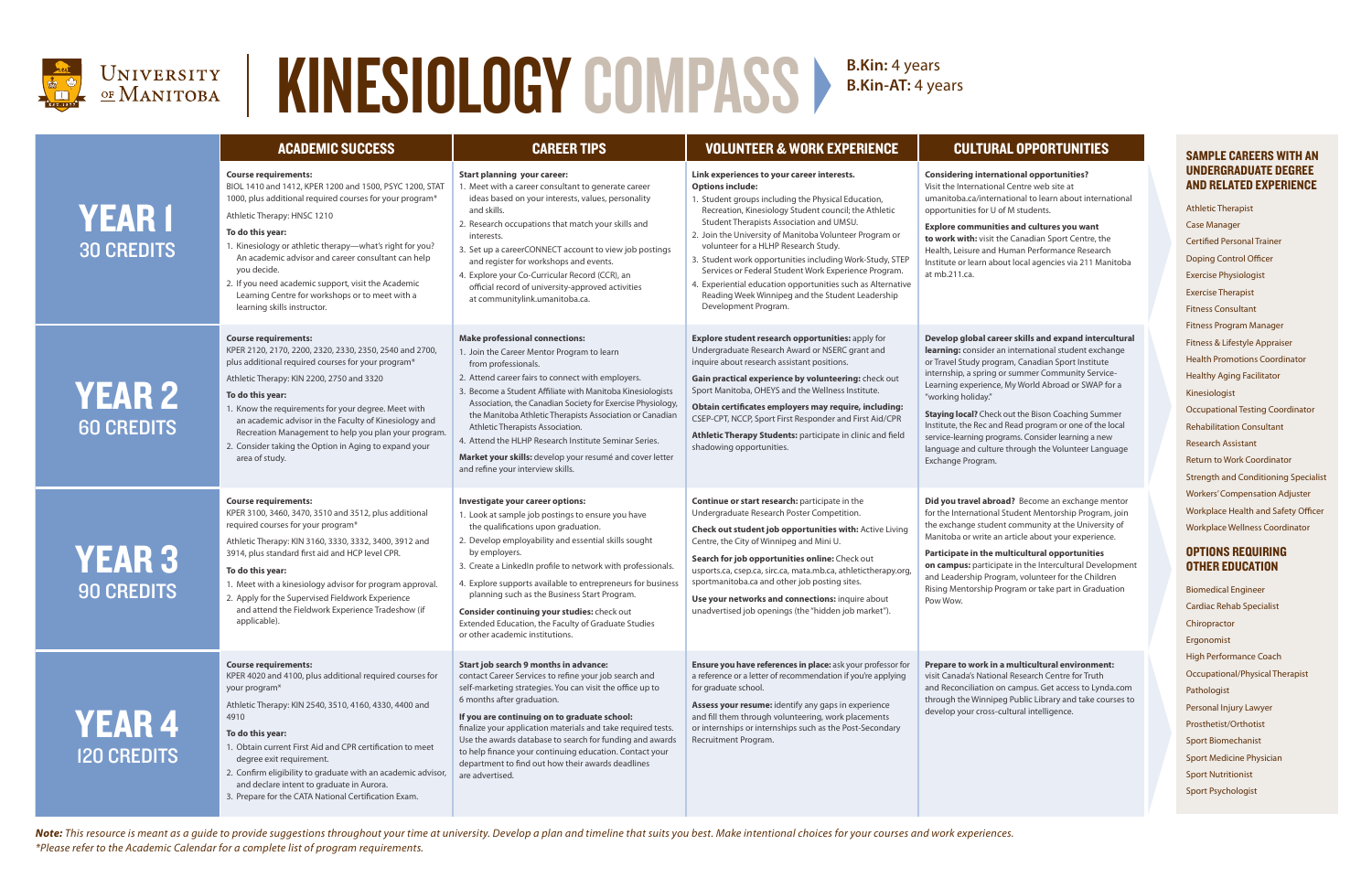# KINESIOLOGY COMPASS

**B.Kin:** 4 years
**B.Kin-AT:** 4 years

| | ACADEMIC SUCCESS | CAREER TIPS | VOLUNTEER & WORK EXPERIENCE | CULTURAL OPPORTUNITIES |
|---|---|---|---|---|
| **YEAR 1** 30 CREDITS | **Course requirements:** BIOL 1410 and 1412, KPER 1200 and 1500, PSYC 1200, STAT 1000, plus additional required courses for your program* <br><br> Athletic Therapy: HNSC 1210 <br><br> **To do this year:** <br> 1. Kinesiology or athletic therapy—what's right for you? An academic advisor and career consultant can help you decide. <br> 2. If you need academic support, visit the Academic Learning Centre for workshops or to meet with a learning skills instructor. | **Start planning your career:** <br> 1. Meet with a career consultant to generate career ideas based on your interests, values, personality and skills. <br> 2. Research occupations that match your skills and interests. <br> 3. Set up a careerCONNECT account to view job postings and register for workshops and events. <br> 4. Explore your Co-Curricular Record (CCR), an official record of university-approved activities at communitylink.umanitoba.ca. | **Link experiences to your career interests. Options include:** <br> 1. Student groups including the Physical Education, Recreation, Kinesiology Student council; the Athletic Student Therapists Association and UMSU. <br> 2. Join the University of Manitoba Volunteer Program or volunteer for a HLHP Research Study. <br> 3. Student work opportunities including Work-Study, STEP Services or Federal Student Work Experience Program. <br> 4. Experiential education opportunities such as Alternative Reading Week Winnipeg and the Student Leadership Development Program. | **Considering international opportunities?** Visit the International Centre web site at umanitoba.ca/international to learn about international opportunities for U of M students. <br><br> **Explore communities and cultures you want to work with:** visit the Canadian Sport Centre, the Health, Leisure and Human Performance Research Institute or learn about local agencies via 211 Manitoba at mb.211.ca. |
| **YEAR 2** 60 CREDITS | **Course requirements:** KPER 2120, 2170, 2200, 2320, 2330, 2350, 2540 and 2700, plus additional required courses for your program* <br><br> Athletic Therapy: KIN 2200, 2750 and 3320 <br><br> **To do this year:** <br> 1. Know the requirements for your degree. Meet with an academic advisor in the Faculty of Kinesiology and Recreation Management to help you plan your program. <br> 2. Consider taking the Option in Aging to expand your area of study. | **Make professional connections:** <br> 1. Join the Career Mentor Program to learn from professionals. <br> 2. Attend career fairs to connect with employers. <br> 3. Become a Student Affiliate with Manitoba Kinesiologists Association, the Canadian Society for Exercise Physiology, the Manitoba Athletic Therapists Association or Canadian Athletic Therapists Association. <br> 4. Attend the HLHP Research Institute Seminar Series. <br><br> **Market your skills:** develop your resumé and cover letter and refine your interview skills. | **Explore student research opportunities:** apply for Undergraduate Research Award or NSERC grant and inquire about research assistant positions. <br><br> **Gain practical experience by volunteering:** check out Sport Manitoba, OHEYS and the Wellness Institute. <br><br> **Obtain certificates employers may require, including:** CSEP-CPT, NCCP, Sport First Responder and First Aid/CPR <br><br> **Athletic Therapy Students:** participate in clinic and field shadowing opportunities. | **Develop global career skills and expand intercultural learning:** consider an international student exchange or Travel Study program, Canadian Sport Institute internship, a spring or summer Community Service-Learning experience, My World Abroad or SWAP for a "working holiday." <br><br> **Staying local?** Check out the Bison Coaching Summer Institute, the Rec and Read program or one of the local service-learning programs. Consider learning a new language and culture through the Volunteer Language Exchange Program. |
| **YEAR 3** 90 CREDITS | **Course requirements:** KPER 3100, 3460, 3470, 3510 and 3512, plus additional required courses for your program* <br><br> Athletic Therapy: KIN 3160, 3330, 3332, 3400, 3912 and 3914, plus standard first aid and HCP level CPR. <br><br> **To do this year:** <br> 1. Meet with a kinesiology advisor for program approval. <br> 2. Apply for the Supervised Fieldwork Experience and attend the Fieldwork Experience Tradeshow (if applicable). | **Investigate your career options:** <br> 1. Look at sample job postings to ensure you have the qualifications upon graduation. <br> 2. Develop employability and essential skills sought by employers. <br> 3. Create a LinkedIn profile to network with professionals. <br> 4. Explore supports available to entrepreneurs for business planning such as the Business Start Program. <br><br> **Consider continuing your studies:** check out Extended Education, the Faculty of Graduate Studies or other academic institutions. | **Continue or start research:** participate in the Undergraduate Research Poster Competition. <br><br> **Check out student job opportunities with:** Active Living Centre, the City of Winnipeg and Mini U. <br><br> **Search for job opportunities online:** Check out usports.ca, csep.ca, sirc.ca, mata.mb.ca, athletictherapy.org, sportmanitoba.ca and other job posting sites. <br><br> **Use your networks and connections:** inquire about unadvertised job openings (the "hidden job market"). | **Did you travel abroad?** Become an exchange mentor for the International Student Mentorship Program, join the exchange student community at the University of Manitoba or write an article about your experience. <br><br> **Participate in the multicultural opportunities on campus:** participate in the Intercultural Development and Leadership Program, volunteer for the Children Rising Mentorship Program or take part in Graduation Pow Wow. |
| **YEAR 4** 120 CREDITS | **Course requirements:** KPER 4020 and 4100, plus additional required courses for your program* <br><br> Athletic Therapy: KIN 2540, 3510, 4160, 4330, 4400 and 4910 <br><br> **To do this year:** <br> 1. Obtain current First Aid and CPR certification to meet degree exit requirement. <br> 2. Confirm eligibility to graduate with an academic advisor, and declare intent to graduate in Aurora. <br> 3. Prepare for the CATA National Certification Exam. | **Start job search 9 months in advance:** contact Career Services to refine your job search and self-marketing strategies. You can visit the office up to 6 months after graduation. <br><br> **If you are continuing on to graduate school:** finalize your application materials and take required tests. Use the awards database to search for funding and awards to help finance your continuing education. Contact your department to find out how their awards deadlines are advertised. | **Ensure you have references in place:** ask your professor for a reference or a letter of recommendation if you're applying for graduate school. <br><br> **Assess your resume:** identify any gaps in experience and fill them through volunteering, work placements or internships or internships such as the Post-Secondary Recruitment Program. | **Prepare to work in a multicultural environment:** visit Canada's National Research Centre for Truth and Reconciliation on campus. Get access to Lynda.com through the Winnipeg Public Library and take courses to develop your cross-cultural intelligence. |

## SAMPLE CAREERS WITH AN UNDERGRADUATE DEGREE AND RELATED EXPERIENCE

- Athletic Therapist
- Case Manager
- Certified Personal Trainer
- Doping Control Officer
- Exercise Physiologist
- Exercise Therapist
- Fitness Consultant
- Fitness Program Manager
- Fitness & Lifestyle Appraiser
- Health Promotions Coordinator
- Healthy Aging Facilitator
- Kinesiologist
- Occupational Testing Coordinator
- Rehabilitation Consultant
- Research Assistant
- Return to Work Coordinator
- Strength and Conditioning Specialist
- Workers' Compensation Adjuster
- Workplace Health and Safety Officer
- Workplace Wellness Coordinator

## OPTIONS REQUIRING OTHER EDUCATION

- Biomedical Engineer
- Cardiac Rehab Specialist
- Chiropractor
- Ergonomist
- High Performance Coach
- Occupational/Physical Therapist
- Pathologist
- Personal Injury Lawyer
- Prosthetist/Orthotist
- Sport Biomechanist
- Sport Medicine Physician
- Sport Nutritionist
- Sport Psychologist

***Note:*** *This resource is meant as a guide to provide suggestions throughout your time at university. Develop a plan and timeline that suits you best. Make intentional choices for your courses and work experiences.*

**Please refer to the Academic Calendar for a complete list of program requirements.*